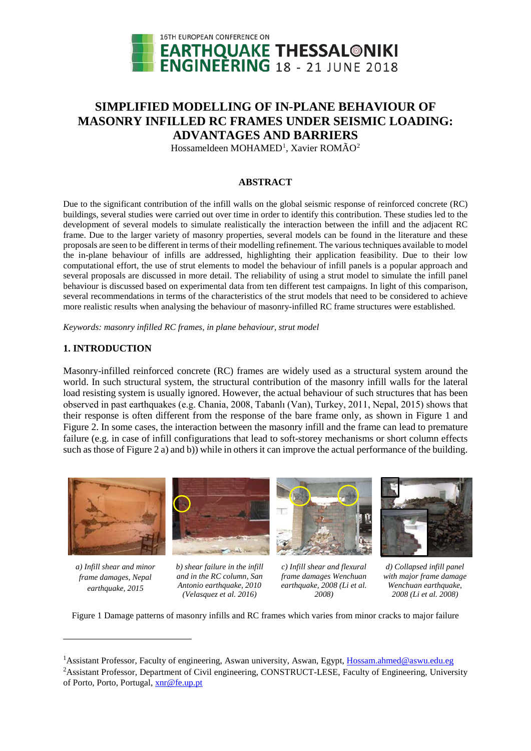# SIMPLIFIED MODELLING OF IN-PLANE BEHAVIOUR OF MASONRY INFILLED RC FRAMES UNDER SEISMIC LOADING: ADVANTAGES AND BARRIERS

Hossameldeen MOHAMED[1], Xavier ROMÃO[2]

## ABSTRACT

Due to the significant contribution of the infill walls on the global seismic response of reinforced concrete (RC) buildings, several studies were carried out over time in order to identify this contribution. These studies led to the development of several models to simulate realistically the interaction between the infill and the adjacent RC frame. Due to the larger variety of masonry properties, several models can be found in the literature and these proposals are seen to be different in terms of their modelling refinement. The various techniques available to model the in-plane behaviour of infills are addressed, highlighting their application feasibility. Due to their low computational effort, the use of strut elements to model the behaviour of infill panels is a popular approach and several proposals are discussed in more detail. The reliability of using a strut model to simulate the infill panel behaviour is discussed based on experimental data from ten different test campaigns. In light of this comparison, several recommendations in terms of the characteristics of the strut models that need to be considered to achieve more realistic results when analysing the behaviour of masonry-infilled RC frame structures were established.

*Keywords: masonry infilled RC frames, in plane behaviour, strut model*

## 1. INTRODUCTION

Masonry-infilled reinforced concrete (RC) frames are widely used as a structural system around the world. In such structural system, the structural contribution of the masonry infill walls for the lateral load resisting system is usually ignored. However, the actual behaviour of such structures that has been observed in past earthquakes (e.g. Chania, 2008, Tabanlı (Van), Turkey, 2011, Nepal, 2015) shows that their response is often different from the response of the bare frame only, as shown in Figure 1 and Figure 2. In some cases, the interaction between the masonry infill and the frame can lead to premature failure (e.g. in case of infill configurations that lead to soft-storey mechanisms or short column effects such as those of Figure 2 a) and b)) while in others it can improve the actual performance of the building.

*a) Infill shear and minor frame damages, Nepal earthquake, 2015*

*b) shear failure in the infill and in the RC column, San Antonio earthquake, 2010 (Velasquez et al. 2016)*

*c) Infill shear and flexural frame damages Wenchuan earthquake, 2008 (Li et al. 2008)*

*d) Collapsed infill panel with major frame damage Wenchuan earthquake, 2008 (Li et al. 2008)*

Figure 1 Damage patterns of masonry infills and RC frames which varies from minor cracks to major failure

---

[1]Assistant Professor, Faculty of engineering, Aswan university, Aswan, Egypt, Hossam.ahmed@aswu.edu.eg

[2]Assistant Professor, Department of Civil engineering, CONSTRUCT-LESE, Faculty of Engineering, University of Porto, Porto, Portugal, xnr@fe.up.pt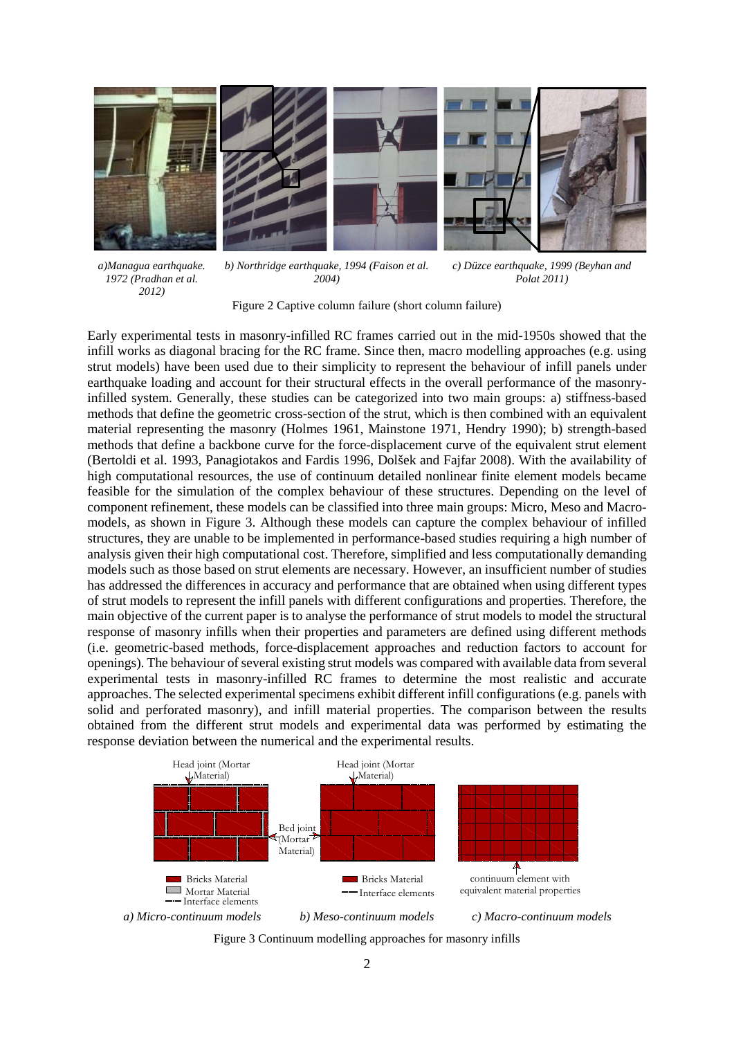*a)Managua earthquake. 1972 (Pradhan et al. 2012)*

*b) Northridge earthquake, 1994 (Faison et al. 2004)*

*c) Düzce earthquake, 1999 (Beyhan and Polat 2011)*

Figure 2 Captive column failure (short column failure)

Early experimental tests in masonry-infilled RC frames carried out in the mid-1950s showed that the infill works as diagonal bracing for the RC frame. Since then, macro modelling approaches (e.g. using strut models) have been used due to their simplicity to represent the behaviour of infill panels under earthquake loading and account for their structural effects in the overall performance of the masonry-infilled system. Generally, these studies can be categorized into two main groups: a) stiffness-based methods that define the geometric cross-section of the strut, which is then combined with an equivalent material representing the masonry (Holmes 1961, Mainstone 1971, Hendry 1990); b) strength-based methods that define a backbone curve for the force-displacement curve of the equivalent strut element (Bertoldi et al. 1993, Panagiotakos and Fardis 1996, Dolšek and Fajfar 2008). With the availability of high computational resources, the use of continuum detailed nonlinear finite element models became feasible for the simulation of the complex behaviour of these structures. Depending on the level of component refinement, these models can be classified into three main groups: Micro, Meso and Macro-models, as shown in Figure 3. Although these models can capture the complex behaviour of infilled structures, they are unable to be implemented in performance-based studies requiring a high number of analysis given their high computational cost. Therefore, simplified and less computationally demanding models such as those based on strut elements are necessary. However, an insufficient number of studies has addressed the differences in accuracy and performance that are obtained when using different types of strut models to represent the infill panels with different configurations and properties. Therefore, the main objective of the current paper is to analyse the performance of strut models to model the structural response of masonry infills when their properties and parameters are defined using different methods (i.e. geometric-based methods, force-displacement approaches and reduction factors to account for openings). The behaviour of several existing strut models was compared with available data from several experimental tests in masonry-infilled RC frames to determine the most realistic and accurate approaches. The selected experimental specimens exhibit different infill configurations (e.g. panels with solid and perforated masonry), and infill material properties. The comparison between the results obtained from the different strut models and experimental data was performed by estimating the response deviation between the numerical and the experimental results.

Head joint (Mortar Material) | Bed joint (Mortar Material) | Head joint (Mortar Material)

Bricks Material, Mortar Material, Interface elements | Bricks Material, Interface elements | continuum element with equivalent material properties

*a) Micro-continuum models* *b) Meso-continuum models* *c) Macro-continuum models*

Figure 3 Continuum modelling approaches for masonry infills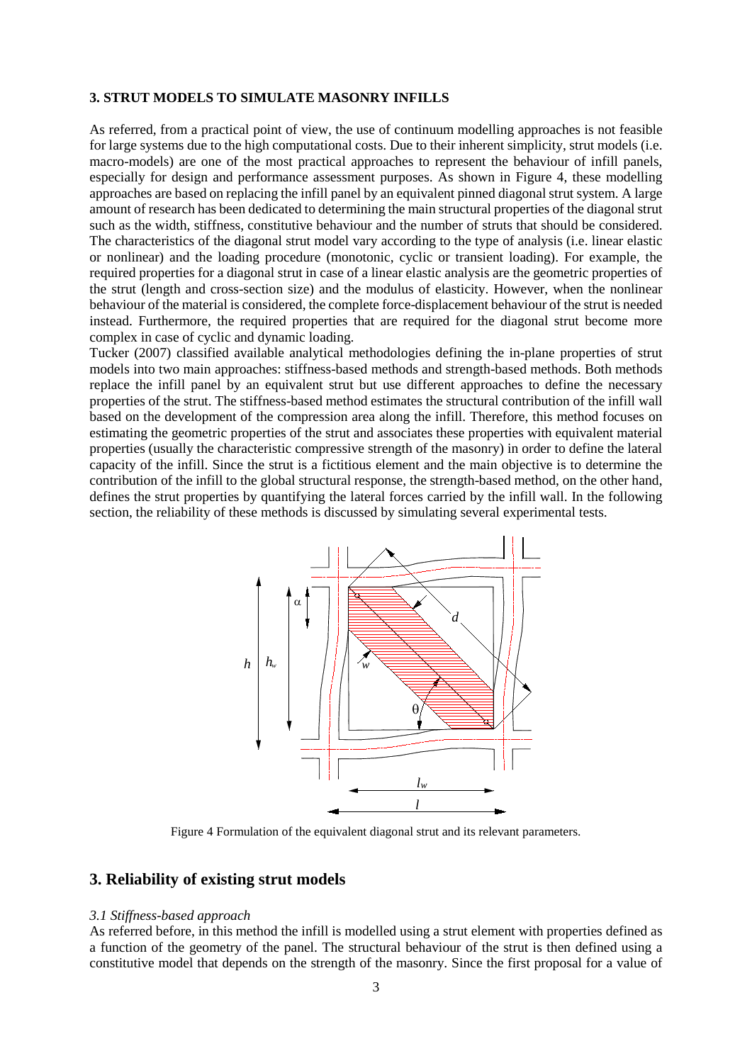### 3. STRUT MODELS TO SIMULATE MASONRY INFILLS

As referred, from a practical point of view, the use of continuum modelling approaches is not feasible for large systems due to the high computational costs. Due to their inherent simplicity, strut models (i.e. macro-models) are one of the most practical approaches to represent the behaviour of infill panels, especially for design and performance assessment purposes. As shown in Figure 4, these modelling approaches are based on replacing the infill panel by an equivalent pinned diagonal strut system. A large amount of research has been dedicated to determining the main structural properties of the diagonal strut such as the width, stiffness, constitutive behaviour and the number of struts that should be considered. The characteristics of the diagonal strut model vary according to the type of analysis (i.e. linear elastic or nonlinear) and the loading procedure (monotonic, cyclic or transient loading). For example, the required properties for a diagonal strut in case of a linear elastic analysis are the geometric properties of the strut (length and cross-section size) and the modulus of elasticity. However, when the nonlinear behaviour of the material is considered, the complete force-displacement behaviour of the strut is needed instead. Furthermore, the required properties that are required for the diagonal strut become more complex in case of cyclic and dynamic loading.

Tucker (2007) classified available analytical methodologies defining the in-plane properties of strut models into two main approaches: stiffness-based methods and strength-based methods. Both methods replace the infill panel by an equivalent strut but use different approaches to define the necessary properties of the strut. The stiffness-based method estimates the structural contribution of the infill wall based on the development of the compression area along the infill. Therefore, this method focuses on estimating the geometric properties of the strut and associates these properties with equivalent material properties (usually the characteristic compressive strength of the masonry) in order to define the lateral capacity of the infill. Since the strut is a fictitious element and the main objective is to determine the contribution of the infill to the global structural response, the strength-based method, on the other hand, defines the strut properties by quantifying the lateral forces carried by the infill wall. In the following section, the reliability of these methods is discussed by simulating several experimental tests.

Figure 4 Formulation of the equivalent diagonal strut and its relevant parameters.

## 3. Reliability of existing strut models

*3.1 Stiffness-based approach*

As referred before, in this method the infill is modelled using a strut element with properties defined as a function of the geometry of the panel. The structural behaviour of the strut is then defined using a constitutive model that depends on the strength of the masonry. Since the first proposal for a value of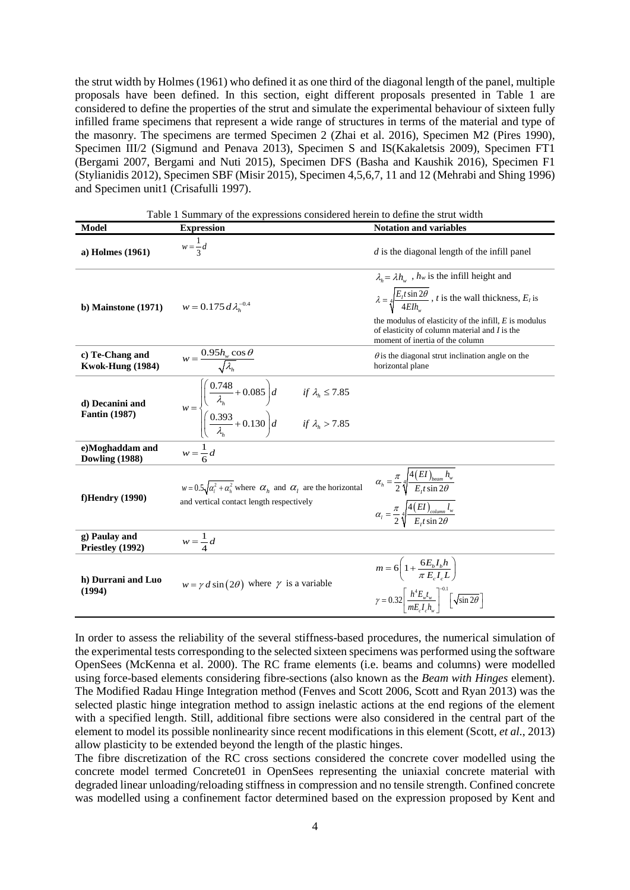the strut width by Holmes (1961) who defined it as one third of the diagonal length of the panel, multiple proposals have been defined. In this section, eight different proposals presented in Table 1 are considered to define the properties of the strut and simulate the experimental behaviour of sixteen fully infilled frame specimens that represent a wide range of structures in terms of the material and type of the masonry. The specimens are termed Specimen 2 (Zhai et al. 2016), Specimen M2 (Pires 1990), Specimen III/2 (Sigmund and Penava 2013), Specimen S and IS(Kakaletsis 2009), Specimen FT1 (Bergami 2007, Bergami and Nuti 2015), Specimen DFS (Basha and Kaushik 2016), Specimen F1 (Stylianidis 2012), Specimen SBF (Misir 2015), Specimen 4,5,6,7, 11 and 12 (Mehrabi and Shing 1996) and Specimen unit1 (Crisafulli 1997).

Table 1 Summary of the expressions considered herein to define the strut width

| Model | Expression | Notation and variables |
|---|---|---|
| **a) Holmes (1961)** | $w = \frac{1}{3}d$ | $d$ is the diagonal length of the infill panel |
| **b) Mainstone (1971)** | $w = 0.175\,d\,\lambda_h^{-0.4}$ | $\lambda_h = \lambda h_w$ , $h_w$ is the infill height and $\lambda = \sqrt[4]{\frac{E_I t \sin 2\theta}{4EIh_w}}$ , $t$ is the wall thickness, $E_I$ is the modulus of elasticity of the infill, $E$ is modulus of elasticity of column material and $I$ is the moment of inertia of the column |
| **c) Te-Chang and Kwok-Hung (1984)** | $w = \frac{0.95 h_w \cos\theta}{\sqrt{\lambda_h}}$ | $\theta$ is the diagonal strut inclination angle on the horizontal plane |
| **d) Decanini and Fantin (1987)** | $w = \begin{cases} \left(\frac{0.748}{\lambda_h} + 0.085\right)d & \text{if } \lambda_h \leq 7.85 \\ \left(\frac{0.393}{\lambda_h} + 0.130\right)d & \text{if } \lambda_h > 7.85 \end{cases}$ | |
| **e)Moghaddam and Dowling (1988)** | $w = \frac{1}{6}d$ | |
| **f)Hendry (1990)** | $w = 0.5\sqrt{\alpha_l^2 + \alpha_h^2}$ where $\alpha_h$ and $\alpha_l$ are the horizontal and vertical contact length respectively | $\alpha_h = \frac{\pi}{2}\sqrt[4]{\frac{4(EI)_{beam}\, h_w}{E_I t \sin 2\theta}}$ ; $\alpha_l = \frac{\pi}{2}\sqrt[4]{\frac{4(EI)_{column}\, l_w}{E_I t \sin 2\theta}}$ |
| **g) Paulay and Priestley (1992)** | $w = \frac{1}{4}d$ | |
| **h) Durrani and Luo (1994)** | $w = \gamma\, d \sin(2\theta)$ where $\gamma$ is a variable | $m = 6\left(1 + \frac{6E_b I_b h}{\pi E_c I_c L}\right)$ ; $\gamma = 0.32\left[\frac{h^4 E_w t_w}{m E_c I_c h_w}\right]^{-0.1}\left[\sqrt{\sin 2\theta}\right]$ |

In order to assess the reliability of the several stiffness-based procedures, the numerical simulation of the experimental tests corresponding to the selected sixteen specimens was performed using the software OpenSees (McKenna et al. 2000). The RC frame elements (i.e. beams and columns) were modelled using force-based elements considering fibre-sections (also known as the *Beam with Hinges* element). The Modified Radau Hinge Integration method (Fenves and Scott 2006, Scott and Ryan 2013) was the selected plastic hinge integration method to assign inelastic actions at the end regions of the element with a specified length. Still, additional fibre sections were also considered in the central part of the element to model its possible nonlinearity since recent modifications in this element (Scott, *et al.*, 2013) allow plasticity to be extended beyond the length of the plastic hinges.

The fibre discretization of the RC cross sections considered the concrete cover modelled using the concrete model termed Concrete01 in OpenSees representing the uniaxial concrete material with degraded linear unloading/reloading stiffness in compression and no tensile strength. Confined concrete was modelled using a confinement factor determined based on the expression proposed by Kent and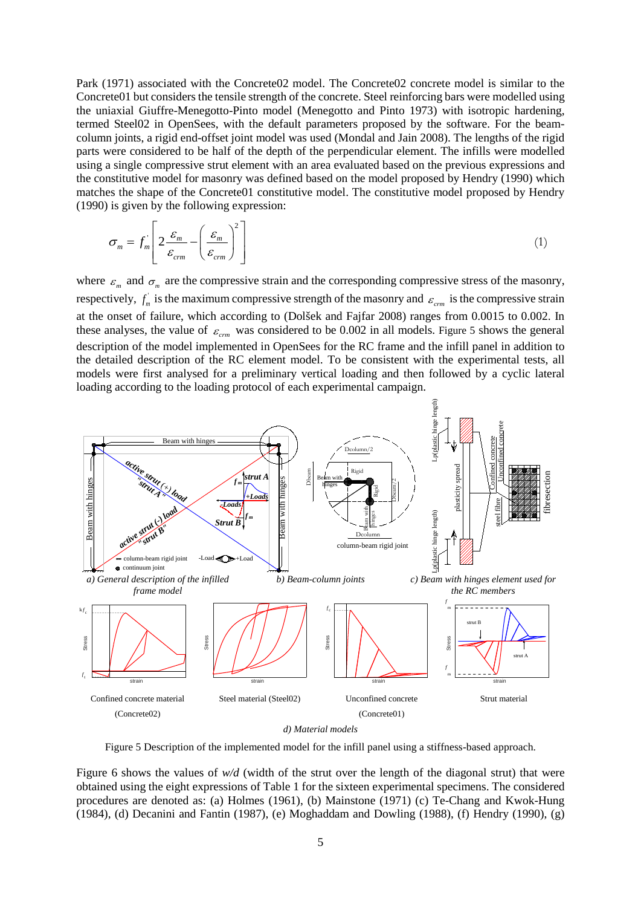Park (1971) associated with the Concrete02 model. The Concrete02 concrete model is similar to the Concrete01 but considers the tensile strength of the concrete. Steel reinforcing bars were modelled using the uniaxial Giuffre-Menegotto-Pinto model (Menegotto and Pinto 1973) with isotropic hardening, termed Steel02 in OpenSees, with the default parameters proposed by the software. For the beam-column joints, a rigid end-offset joint model was used (Mondal and Jain 2008). The lengths of the rigid parts were considered to be half of the depth of the perpendicular element. The infills were modelled using a single compressive strut element with an area evaluated based on the previous expressions and the constitutive model for masonry was defined based on the model proposed by Hendry (1990) which matches the shape of the Concrete01 constitutive model. The constitutive model proposed by Hendry (1990) is given by the following expression:

$$\sigma_m = f_m^{'}\left[2\frac{\varepsilon_m}{\varepsilon_{crm}} - \left(\frac{\varepsilon_m}{\varepsilon_{crm}}\right)^2\right] \tag{1}$$

where $\varepsilon_m$ and $\sigma_m$ are the compressive strain and the corresponding compressive stress of the masonry, respectively, $f_m^{'}$ is the maximum compressive strength of the masonry and $\varepsilon_{crm}$ is the compressive strain at the onset of failure, which according to (Dolšek and Fajfar 2008) ranges from 0.0015 to 0.002. In these analyses, the value of $\varepsilon_{crm}$ was considered to be 0.002 in all models. Figure 5 shows the general description of the model implemented in OpenSees for the RC frame and the infill panel in addition to the detailed description of the RC element model. To be consistent with the experimental tests, all models were first analysed for a preliminary vertical loading and then followed by a cyclic lateral loading according to the loading protocol of each experimental campaign.

*a) General description of the infilled frame model* *b) Beam-column joints* *c) Beam with hinges element used for the RC members*

Confined concrete material (Concrete02) Steel material (Steel02) Unconfined concrete (Concrete01) Strut material

*d) Material models*

Figure 5 Description of the implemented model for the infill panel using a stiffness-based approach.

Figure 6 shows the values of *w/d* (width of the strut over the length of the diagonal strut) that were obtained using the eight expressions of Table 1 for the sixteen experimental specimens. The considered procedures are denoted as: (a) Holmes (1961), (b) Mainstone (1971) (c) Te-Chang and Kwok-Hung (1984), (d) Decanini and Fantin (1987), (e) Moghaddam and Dowling (1988), (f) Hendry (1990), (g)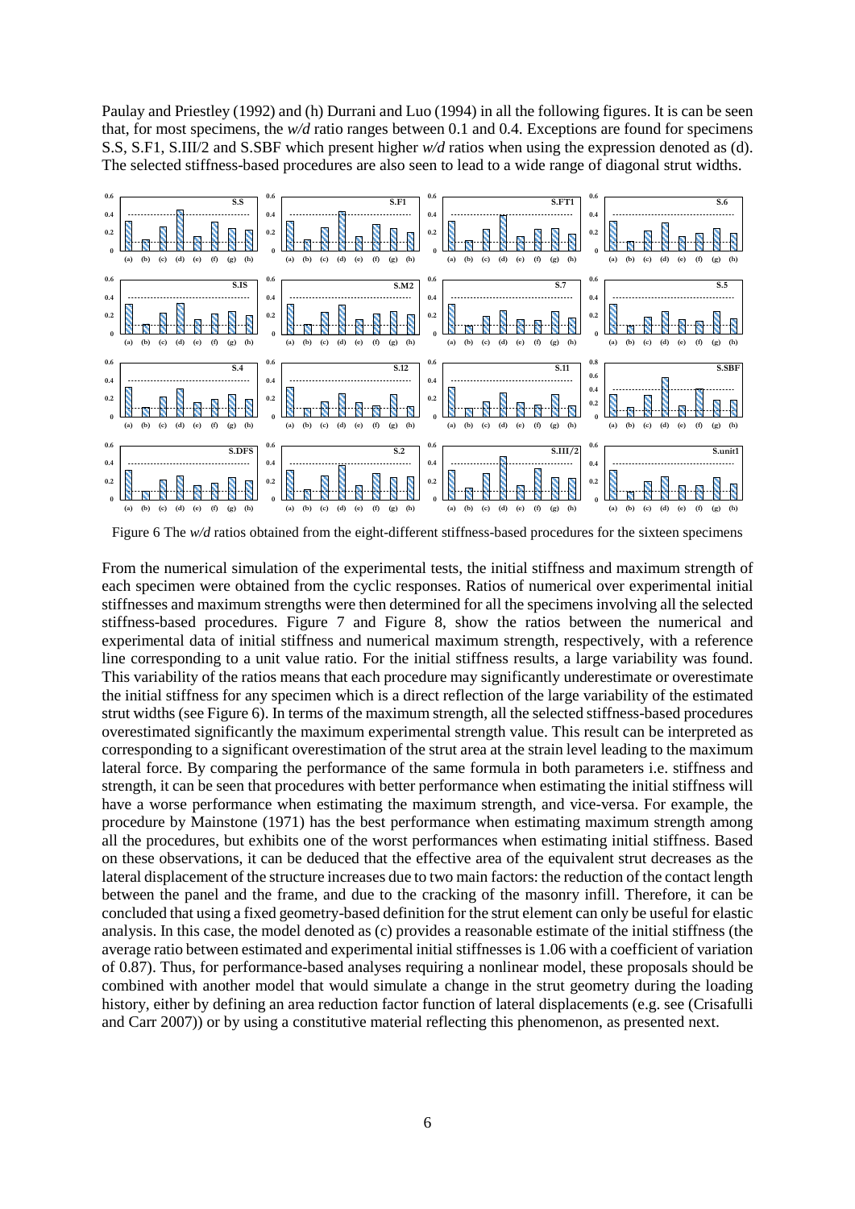Paulay and Priestley (1992) and (h) Durrani and Luo (1994) in all the following figures. It is can be seen that, for most specimens, the *w/d* ratio ranges between 0.1 and 0.4. Exceptions are found for specimens S.S, S.F1, S.III/2 and S.SBF which present higher *w/d* ratios when using the expression denoted as (d). The selected stiffness-based procedures are also seen to lead to a wide range of diagonal strut widths.

Figure 6 The *w/d* ratios obtained from the eight-different stiffness-based procedures for the sixteen specimens

From the numerical simulation of the experimental tests, the initial stiffness and maximum strength of each specimen were obtained from the cyclic responses. Ratios of numerical over experimental initial stiffnesses and maximum strengths were then determined for all the specimens involving all the selected stiffness-based procedures. Figure 7 and Figure 8, show the ratios between the numerical and experimental data of initial stiffness and numerical maximum strength, respectively, with a reference line corresponding to a unit value ratio. For the initial stiffness results, a large variability was found. This variability of the ratios means that each procedure may significantly underestimate or overestimate the initial stiffness for any specimen which is a direct reflection of the large variability of the estimated strut widths (see Figure 6). In terms of the maximum strength, all the selected stiffness-based procedures overestimated significantly the maximum experimental strength value. This result can be interpreted as corresponding to a significant overestimation of the strut area at the strain level leading to the maximum lateral force. By comparing the performance of the same formula in both parameters i.e. stiffness and strength, it can be seen that procedures with better performance when estimating the initial stiffness will have a worse performance when estimating the maximum strength, and vice-versa. For example, the procedure by Mainstone (1971) has the best performance when estimating maximum strength among all the procedures, but exhibits one of the worst performances when estimating initial stiffness. Based on these observations, it can be deduced that the effective area of the equivalent strut decreases as the lateral displacement of the structure increases due to two main factors: the reduction of the contact length between the panel and the frame, and due to the cracking of the masonry infill. Therefore, it can be concluded that using a fixed geometry-based definition for the strut element can only be useful for elastic analysis. In this case, the model denoted as (c) provides a reasonable estimate of the initial stiffness (the average ratio between estimated and experimental initial stiffnesses is 1.06 with a coefficient of variation of 0.87). Thus, for performance-based analyses requiring a nonlinear model, these proposals should be combined with another model that would simulate a change in the strut geometry during the loading history, either by defining an area reduction factor function of lateral displacements (e.g. see (Crisafulli and Carr 2007)) or by using a constitutive material reflecting this phenomenon, as presented next.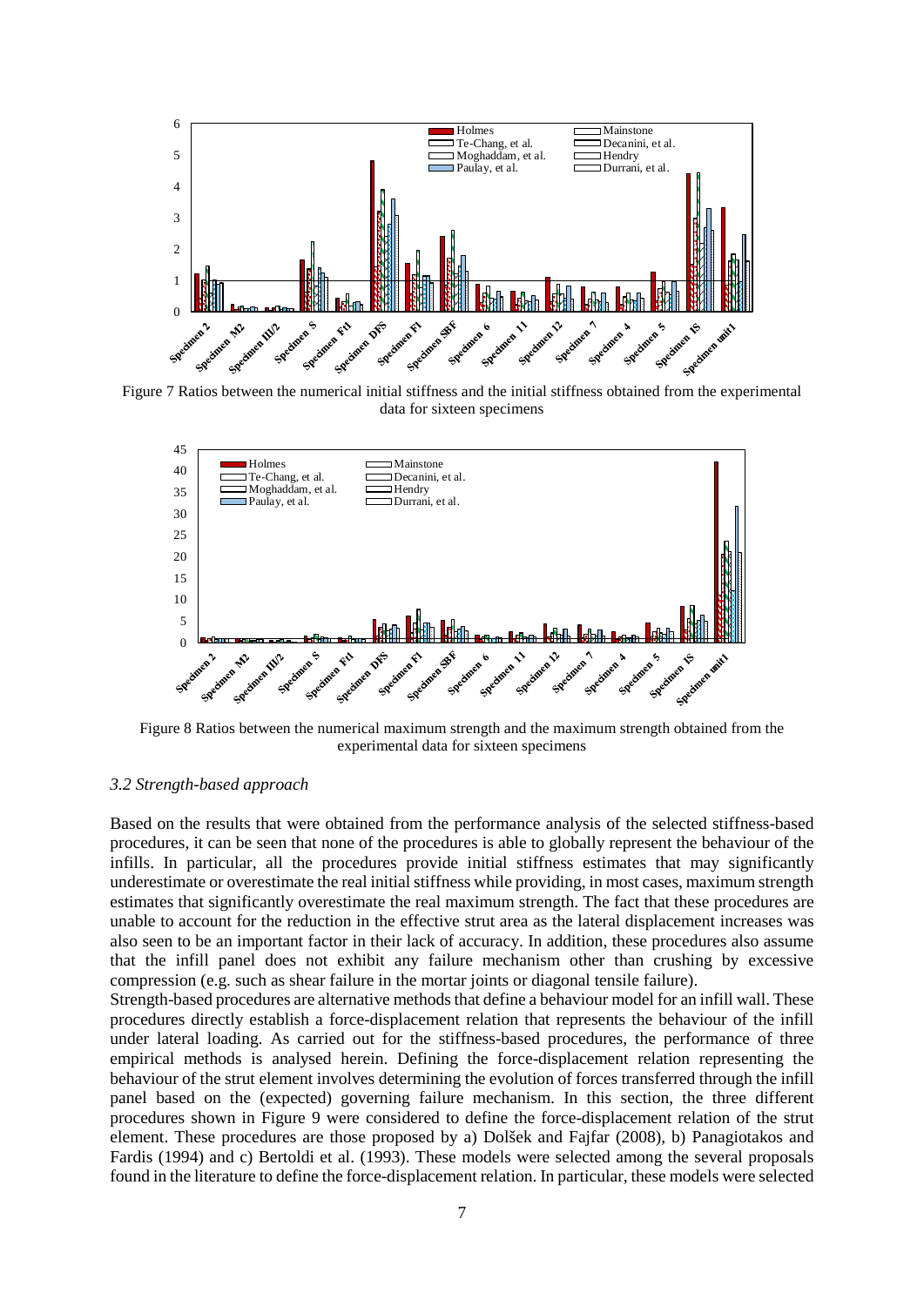Figure 7 Ratios between the numerical initial stiffness and the initial stiffness obtained from the experimental data for sixteen specimens

Figure 8 Ratios between the numerical maximum strength and the maximum strength obtained from the experimental data for sixteen specimens

### *3.2 Strength-based approach*

Based on the results that were obtained from the performance analysis of the selected stiffness-based procedures, it can be seen that none of the procedures is able to globally represent the behaviour of the infills. In particular, all the procedures provide initial stiffness estimates that may significantly underestimate or overestimate the real initial stiffness while providing, in most cases, maximum strength estimates that significantly overestimate the real maximum strength. The fact that these procedures are unable to account for the reduction in the effective strut area as the lateral displacement increases was also seen to be an important factor in their lack of accuracy. In addition, these procedures also assume that the infill panel does not exhibit any failure mechanism other than crushing by excessive compression (e.g. such as shear failure in the mortar joints or diagonal tensile failure).

Strength-based procedures are alternative methods that define a behaviour model for an infill wall. These procedures directly establish a force-displacement relation that represents the behaviour of the infill under lateral loading. As carried out for the stiffness-based procedures, the performance of three empirical methods is analysed herein. Defining the force-displacement relation representing the behaviour of the strut element involves determining the evolution of forces transferred through the infill panel based on the (expected) governing failure mechanism. In this section, the three different procedures shown in Figure 9 were considered to define the force-displacement relation of the strut element. These procedures are those proposed by a) Dolšek and Fajfar (2008), b) Panagiotakos and Fardis (1994) and c) Bertoldi et al. (1993). These models were selected among the several proposals found in the literature to define the force-displacement relation. In particular, these models were selected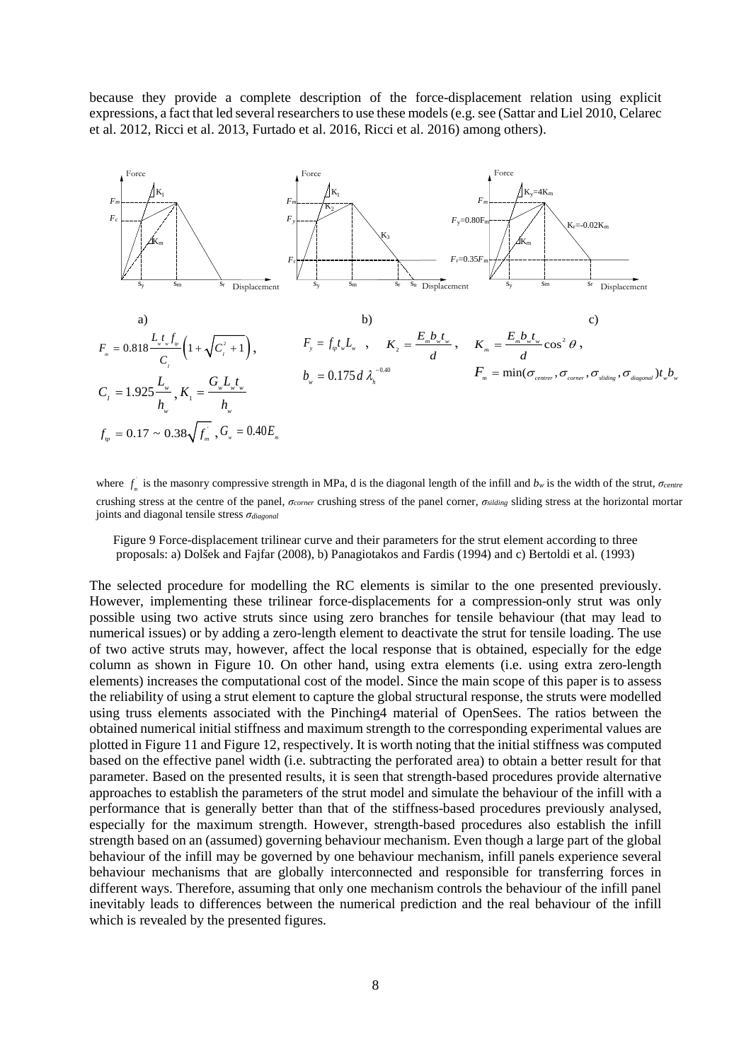because they provide a complete description of the force-displacement relation using explicit expressions, a fact that led several researchers to use these models (e.g. see (Sattar and Liel 2010, Celarec et al. 2012, Ricci et al. 2013, Furtado et al. 2016, Ricci et al. 2016) among others).

$$F_m = 0.818\frac{L_w t_w f_{tp}}{C_I}\left(1+\sqrt{C_I^2+1}\right),$$

$$C_I = 1.925\frac{L_w}{h_w},\ K_1 = \frac{G_w L_w t_w}{h_w}$$

$$f_{tp} = 0.17 \sim 0.38\sqrt{f_m^{'}},\ G_w = 0.40E_m$$

$$F_y = f_{tp} t_w L_w \quad , \quad K_2 = \frac{E_m b_w t_w}{d},$$

$$b_w = 0.175\, d\, \lambda_h^{-0.40}$$

$$K_m = \frac{E_m b_w t_w}{d}\cos^2\theta,$$

$$F_m = \min(\sigma_{centre}, \sigma_{corner}, \sigma_{sliding}, \sigma_{diagonal}) t_w b_w$$

where $f_m^{'}$ is the masonry compressive strength in MPa, d is the diagonal length of the infill and $b_w$ is the width of the strut, $\sigma_{centre}$ crushing stress at the centre of the panel, $\sigma_{corner}$ crushing stress of the panel corner, $\sigma_{silding}$ sliding stress at the horizontal mortar joints and diagonal tensile stress $\sigma_{diagonal}$

Figure 9 Force-displacement trilinear curve and their parameters for the strut element according to three proposals: a) Dolšek and Fajfar (2008), b) Panagiotakos and Fardis (1994) and c) Bertoldi et al. (1993)

The selected procedure for modelling the RC elements is similar to the one presented previously. However, implementing these trilinear force-displacements for a compression-only strut was only possible using two active struts since using zero branches for tensile behaviour (that may lead to numerical issues) or by adding a zero-length element to deactivate the strut for tensile loading. The use of two active struts may, however, affect the local response that is obtained, especially for the edge column as shown in Figure 10. On other hand, using extra elements (i.e. using extra zero-length elements) increases the computational cost of the model. Since the main scope of this paper is to assess the reliability of using a strut element to capture the global structural response, the struts were modelled using truss elements associated with the Pinching4 material of OpenSees. The ratios between the obtained numerical initial stiffness and maximum strength to the corresponding experimental values are plotted in Figure 11 and Figure 12, respectively. It is worth noting that the initial stiffness was computed based on the effective panel width (i.e. subtracting the perforated area) to obtain a better result for that parameter. Based on the presented results, it is seen that strength-based procedures provide alternative approaches to establish the parameters of the strut model and simulate the behaviour of the infill with a performance that is generally better than that of the stiffness-based procedures previously analysed, especially for the maximum strength. However, strength-based procedures also establish the infill strength based on an (assumed) governing behaviour mechanism. Even though a large part of the global behaviour of the infill may be governed by one behaviour mechanism, infill panels experience several behaviour mechanisms that are globally interconnected and responsible for transferring forces in different ways. Therefore, assuming that only one mechanism controls the behaviour of the infill panel inevitably leads to differences between the numerical prediction and the real behaviour of the infill which is revealed by the presented figures.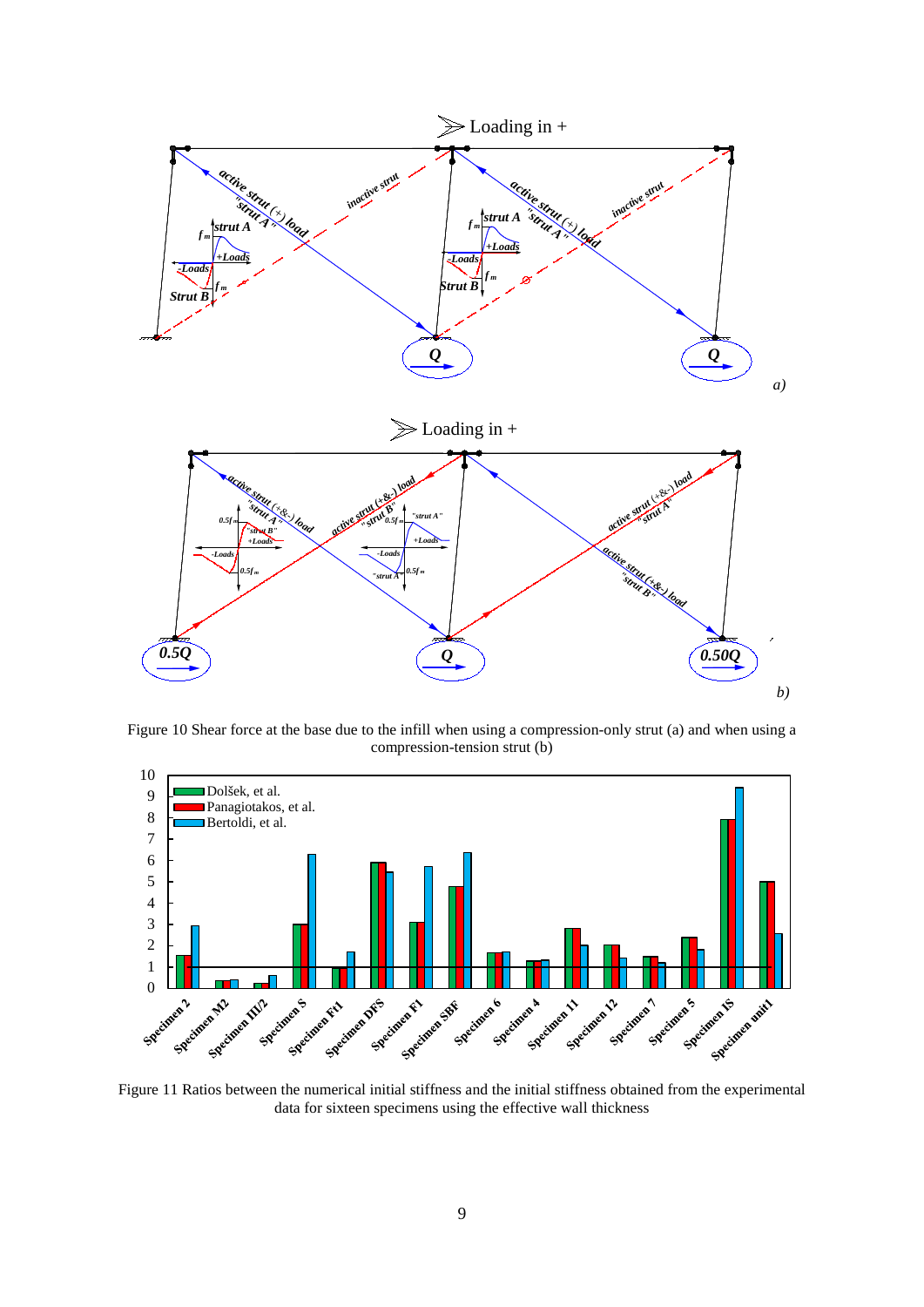Figure 10 Shear force at the base due to the infill when using a compression-only strut (a) and when using a compression-tension strut (b)

Figure 11 Ratios between the numerical initial stiffness and the initial stiffness obtained from the experimental data for sixteen specimens using the effective wall thickness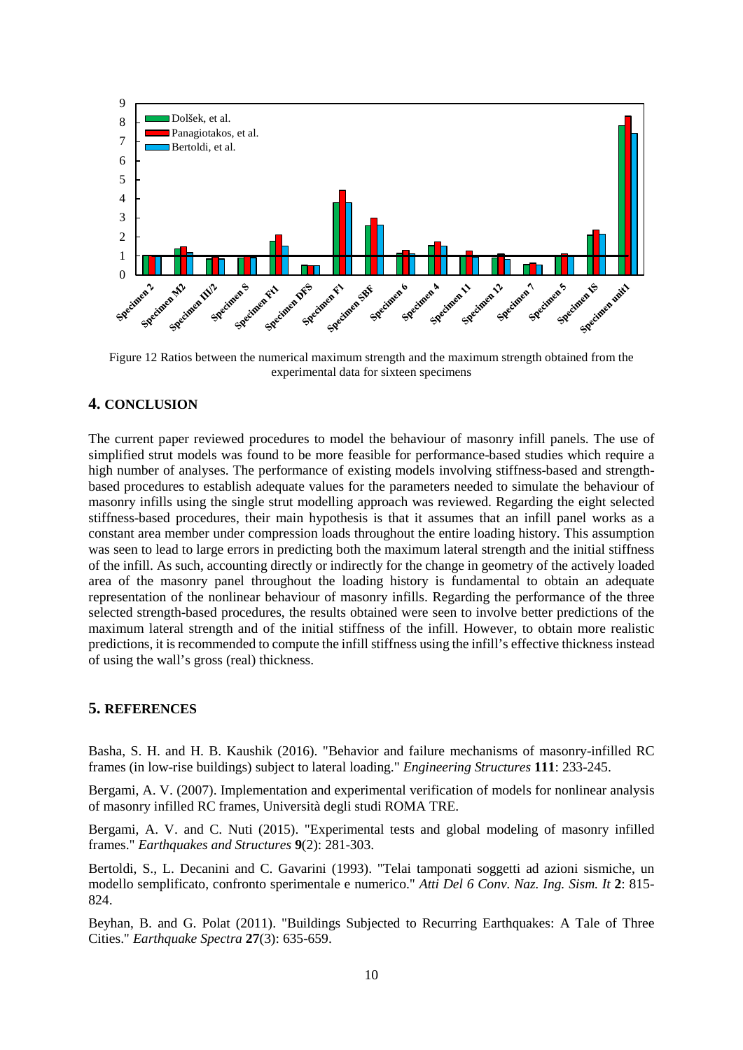Figure 12 Ratios between the numerical maximum strength and the maximum strength obtained from the experimental data for sixteen specimens

## 4. CONCLUSION

The current paper reviewed procedures to model the behaviour of masonry infill panels. The use of simplified strut models was found to be more feasible for performance-based studies which require a high number of analyses. The performance of existing models involving stiffness-based and strength-based procedures to establish adequate values for the parameters needed to simulate the behaviour of masonry infills using the single strut modelling approach was reviewed. Regarding the eight selected stiffness-based procedures, their main hypothesis is that it assumes that an infill panel works as a constant area member under compression loads throughout the entire loading history. This assumption was seen to lead to large errors in predicting both the maximum lateral strength and the initial stiffness of the infill. As such, accounting directly or indirectly for the change in geometry of the actively loaded area of the masonry panel throughout the loading history is fundamental to obtain an adequate representation of the nonlinear behaviour of masonry infills. Regarding the performance of the three selected strength-based procedures, the results obtained were seen to involve better predictions of the maximum lateral strength and of the initial stiffness of the infill. However, to obtain more realistic predictions, it is recommended to compute the infill stiffness using the infill's effective thickness instead of using the wall's gross (real) thickness.

## 5. REFERENCES

Basha, S. H. and H. B. Kaushik (2016). "Behavior and failure mechanisms of masonry-infilled RC frames (in low-rise buildings) subject to lateral loading." *Engineering Structures* **111**: 233-245.

Bergami, A. V. (2007). Implementation and experimental verification of models for nonlinear analysis of masonry infilled RC frames, Università degli studi ROMA TRE.

Bergami, A. V. and C. Nuti (2015). "Experimental tests and global modeling of masonry infilled frames." *Earthquakes and Structures* **9**(2): 281-303.

Bertoldi, S., L. Decanini and C. Gavarini (1993). "Telai tamponati soggetti ad azioni sismiche, un modello semplificato, confronto sperimentale e numerico." *Atti Del 6 Conv. Naz. Ing. Sism. It* **2**: 815-824.

Beyhan, B. and G. Polat (2011). "Buildings Subjected to Recurring Earthquakes: A Tale of Three Cities." *Earthquake Spectra* **27**(3): 635-659.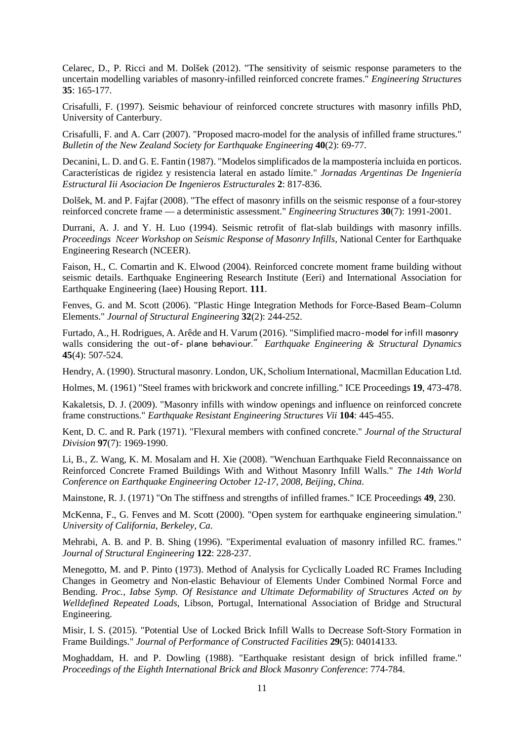Celarec, D., P. Ricci and M. Dolšek (2012). "The sensitivity of seismic response parameters to the uncertain modelling variables of masonry-infilled reinforced concrete frames." *Engineering Structures* **35**: 165-177.

Crisafulli, F. (1997). Seismic behaviour of reinforced concrete structures with masonry infills PhD, University of Canterbury.

Crisafulli, F. and A. Carr (2007). "Proposed macro-model for the analysis of infilled frame structures." *Bulletin of the New Zealand Society for Earthquake Engineering* **40**(2): 69-77.

Decanini, L. D. and G. E. Fantin (1987). "Modelos simplificados de la mampostería incluida en porticos. Características de rigidez y resistencia lateral en astado límite." *Jornadas Argentinas De Ingeniería Estructural Iii Asociacion De Ingenieros Estructurales* **2**: 817-836.

Dolšek, M. and P. Fajfar (2008). "The effect of masonry infills on the seismic response of a four-storey reinforced concrete frame — a deterministic assessment." *Engineering Structures* **30**(7): 1991-2001.

Durrani, A. J. and Y. H. Luo (1994). Seismic retrofit of flat-slab buildings with masonry infills. *Proceedings Nceer Workshop on Seismic Response of Masonry Infills*, National Center for Earthquake Engineering Research (NCEER).

Faison, H., C. Comartin and K. Elwood (2004). Reinforced concrete moment frame building without seismic details. Earthquake Engineering Research Institute (Eeri) and International Association for Earthquake Engineering (Iaee) Housing Report. **111**.

Fenves, G. and M. Scott (2006). "Plastic Hinge Integration Methods for Force-Based Beam–Column Elements." *Journal of Structural Engineering* **32**(2): 244-252.

Furtado, A., H. Rodrigues, A. Arêde and H. Varum (2016). "Simplified macro-model for infill masonry walls considering the out-of- plane behaviour." *Earthquake Engineering & Structural Dynamics* **45**(4): 507-524.

Hendry, A. (1990). Structural masonry. London, UK, Scholium International, Macmillan Education Ltd.

Holmes, M. (1961) "Steel frames with brickwork and concrete infilling." ICE Proceedings **19**, 473-478.

Kakaletsis, D. J. (2009). "Masonry infills with window openings and influence on reinforced concrete frame constructions." *Earthquake Resistant Engineering Structures Vii* **104**: 445-455.

Kent, D. C. and R. Park (1971). "Flexural members with confined concrete." *Journal of the Structural Division* **97**(7): 1969-1990.

Li, B., Z. Wang, K. M. Mosalam and H. Xie (2008). "Wenchuan Earthquake Field Reconnaissance on Reinforced Concrete Framed Buildings With and Without Masonry Infill Walls." *The 14th World Conference on Earthquake Engineering October 12-17, 2008, Beijing, China*.

Mainstone, R. J. (1971) "On The stiffness and strengths of infilled frames." ICE Proceedings **49**, 230.

McKenna, F., G. Fenves and M. Scott (2000). "Open system for earthquake engineering simulation." *University of California, Berkeley, Ca*.

Mehrabi, A. B. and P. B. Shing (1996). "Experimental evaluation of masonry infilled RC. frames." *Journal of Structural Engineering* **122**: 228-237.

Menegotto, M. and P. Pinto (1973). Method of Analysis for Cyclically Loaded RC Frames Including Changes in Geometry and Non-elastic Behaviour of Elements Under Combined Normal Force and Bending. *Proc., Iabse Symp. Of Resistance and Ultimate Deformability of Structures Acted on by Welldefined Repeated Loads*, Libson, Portugal, International Association of Bridge and Structural Engineering.

Misir, I. S. (2015). "Potential Use of Locked Brick Infill Walls to Decrease Soft-Story Formation in Frame Buildings." *Journal of Performance of Constructed Facilities* **29**(5): 04014133.

Moghaddam, H. and P. Dowling (1988). "Earthquake resistant design of brick infilled frame." *Proceedings of the Eighth International Brick and Block Masonry Conference*: 774-784.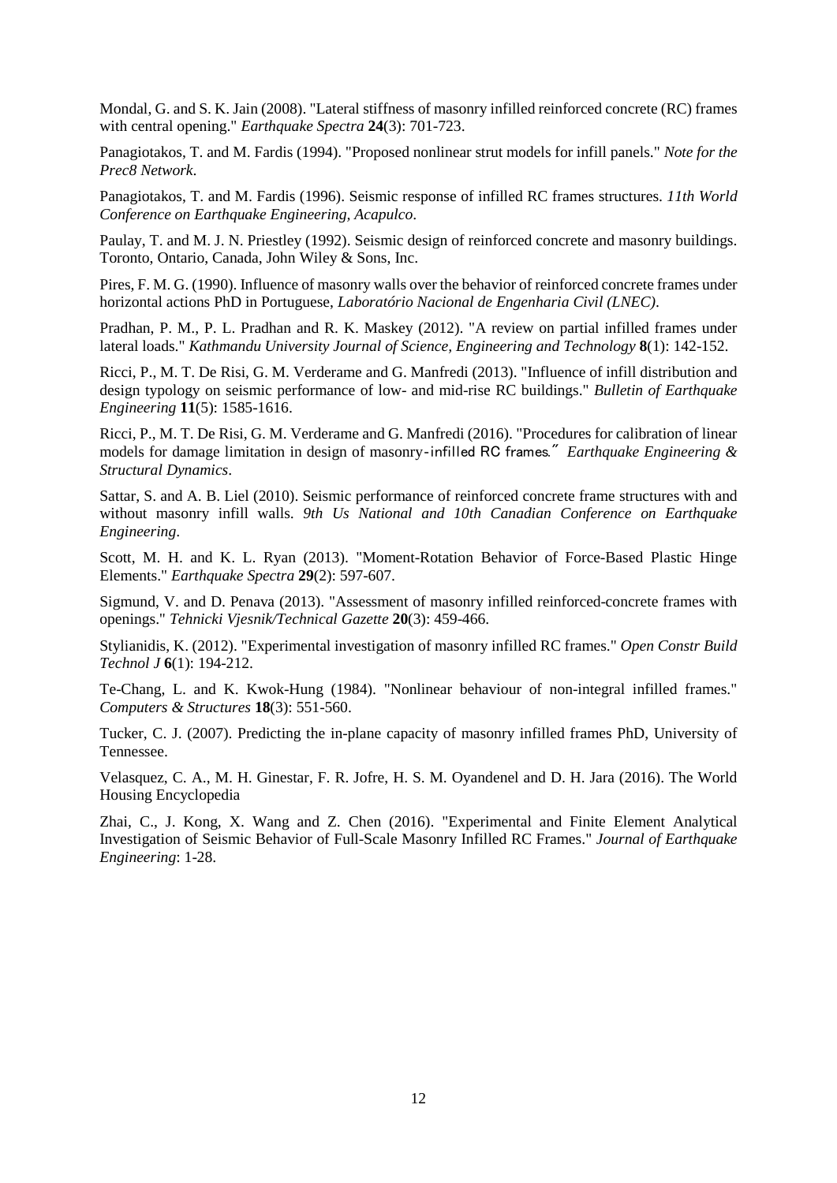Mondal, G. and S. K. Jain (2008). "Lateral stiffness of masonry infilled reinforced concrete (RC) frames with central opening." *Earthquake Spectra* **24**(3): 701-723.

Panagiotakos, T. and M. Fardis (1994). "Proposed nonlinear strut models for infill panels." *Note for the Prec8 Network*.

Panagiotakos, T. and M. Fardis (1996). Seismic response of infilled RC frames structures. *11th World Conference on Earthquake Engineering, Acapulco*.

Paulay, T. and M. J. N. Priestley (1992). Seismic design of reinforced concrete and masonry buildings. Toronto, Ontario, Canada, John Wiley & Sons, Inc.

Pires, F. M. G. (1990). Influence of masonry walls over the behavior of reinforced concrete frames under horizontal actions PhD in Portuguese, *Laboratório Nacional de Engenharia Civil (LNEC)*.

Pradhan, P. M., P. L. Pradhan and R. K. Maskey (2012). "A review on partial infilled frames under lateral loads." *Kathmandu University Journal of Science, Engineering and Technology* **8**(1): 142-152.

Ricci, P., M. T. De Risi, G. M. Verderame and G. Manfredi (2013). "Influence of infill distribution and design typology on seismic performance of low- and mid-rise RC buildings." *Bulletin of Earthquake Engineering* **11**(5): 1585-1616.

Ricci, P., M. T. De Risi, G. M. Verderame and G. Manfredi (2016). "Procedures for calibration of linear models for damage limitation in design of masonry‐infilled RC frames." *Earthquake Engineering & Structural Dynamics*.

Sattar, S. and A. B. Liel (2010). Seismic performance of reinforced concrete frame structures with and without masonry infill walls. *9th Us National and 10th Canadian Conference on Earthquake Engineering*.

Scott, M. H. and K. L. Ryan (2013). "Moment-Rotation Behavior of Force-Based Plastic Hinge Elements." *Earthquake Spectra* **29**(2): 597-607.

Sigmund, V. and D. Penava (2013). "Assessment of masonry infilled reinforced-concrete frames with openings." *Tehnicki Vjesnik/Technical Gazette* **20**(3): 459-466.

Stylianidis, K. (2012). "Experimental investigation of masonry infilled RC frames." *Open Constr Build Technol J* **6**(1): 194-212.

Te-Chang, L. and K. Kwok-Hung (1984). "Nonlinear behaviour of non-integral infilled frames." *Computers & Structures* **18**(3): 551-560.

Tucker, C. J. (2007). Predicting the in-plane capacity of masonry infilled frames PhD, University of Tennessee.

Velasquez, C. A., M. H. Ginestar, F. R. Jofre, H. S. M. Oyandenel and D. H. Jara (2016). The World Housing Encyclopedia

Zhai, C., J. Kong, X. Wang and Z. Chen (2016). "Experimental and Finite Element Analytical Investigation of Seismic Behavior of Full-Scale Masonry Infilled RC Frames." *Journal of Earthquake Engineering*: 1-28.